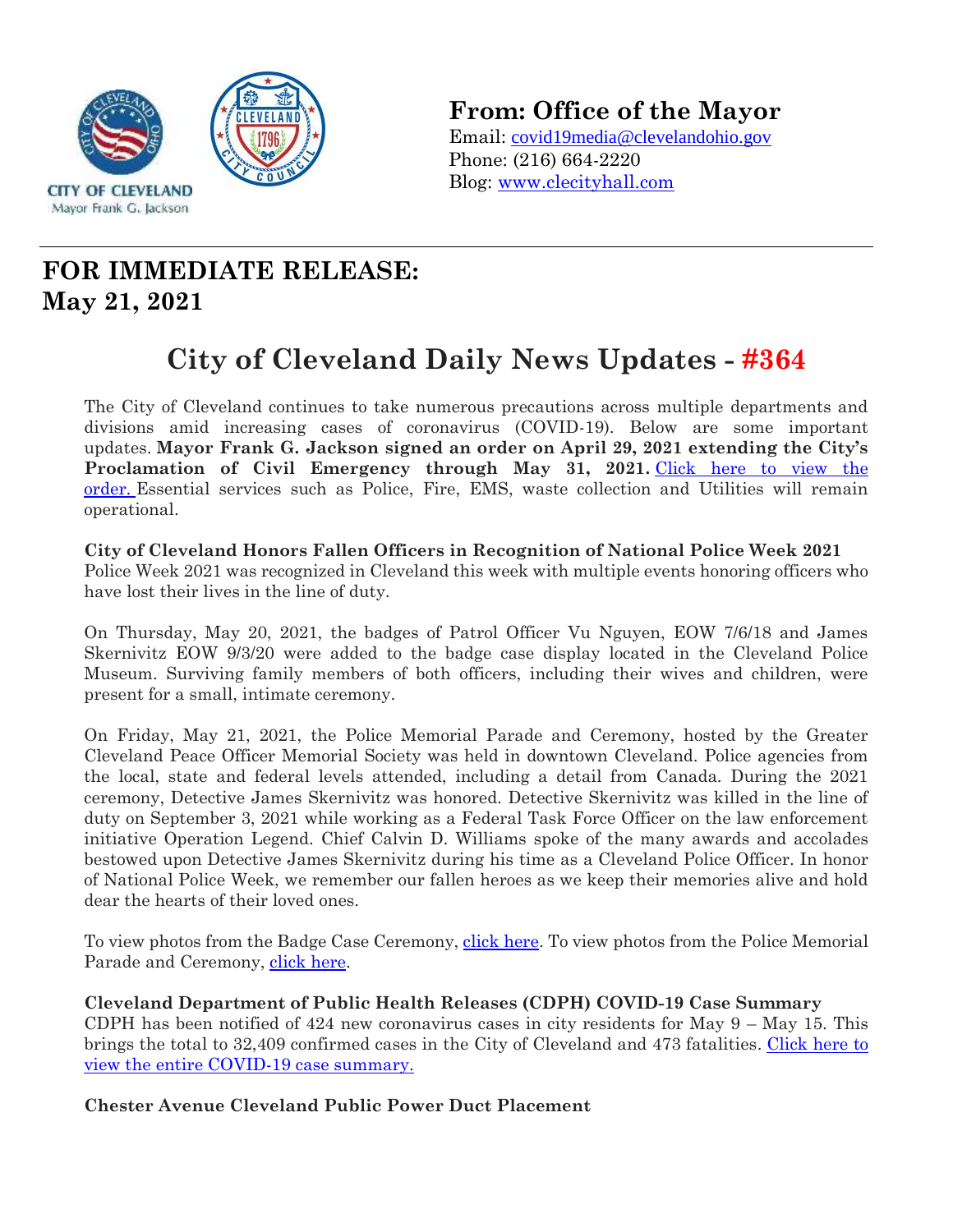**CITY OF CLEVELAND**
Mayor Frank G. Jackson

**From: Office of the Mayor**
Email: covid19media@clevelandohio.gov
Phone: (216) 664-2220
Blog: www.clecityhall.com

---

# FOR IMMEDIATE RELEASE: May 21, 2021

## City of Cleveland Daily News Updates - #364

The City of Cleveland continues to take numerous precautions across multiple departments and divisions amid increasing cases of coronavirus (COVID-19). Below are some important updates. **Mayor Frank G. Jackson signed an order on April 29, 2021 extending the City's Proclamation of Civil Emergency through May 31, 2021.** Click here to view the order. Essential services such as Police, Fire, EMS, waste collection and Utilities will remain operational.

**City of Cleveland Honors Fallen Officers in Recognition of National Police Week 2021**
Police Week 2021 was recognized in Cleveland this week with multiple events honoring officers who have lost their lives in the line of duty.

On Thursday, May 20, 2021, the badges of Patrol Officer Vu Nguyen, EOW 7/6/18 and James Skernivitz EOW 9/3/20 were added to the badge case display located in the Cleveland Police Museum. Surviving family members of both officers, including their wives and children, were present for a small, intimate ceremony.

On Friday, May 21, 2021, the Police Memorial Parade and Ceremony, hosted by the Greater Cleveland Peace Officer Memorial Society was held in downtown Cleveland. Police agencies from the local, state and federal levels attended, including a detail from Canada. During the 2021 ceremony, Detective James Skernivitz was honored. Detective Skernivitz was killed in the line of duty on September 3, 2021 while working as a Federal Task Force Officer on the law enforcement initiative Operation Legend. Chief Calvin D. Williams spoke of the many awards and accolades bestowed upon Detective James Skernivitz during his time as a Cleveland Police Officer. In honor of National Police Week, we remember our fallen heroes as we keep their memories alive and hold dear the hearts of their loved ones.

To view photos from the Badge Case Ceremony, click here. To view photos from the Police Memorial Parade and Ceremony, click here.

**Cleveland Department of Public Health Releases (CDPH) COVID-19 Case Summary**
CDPH has been notified of 424 new coronavirus cases in city residents for May 9 – May 15. This brings the total to 32,409 confirmed cases in the City of Cleveland and 473 fatalities. Click here to view the entire COVID-19 case summary.

**Chester Avenue Cleveland Public Power Duct Placement**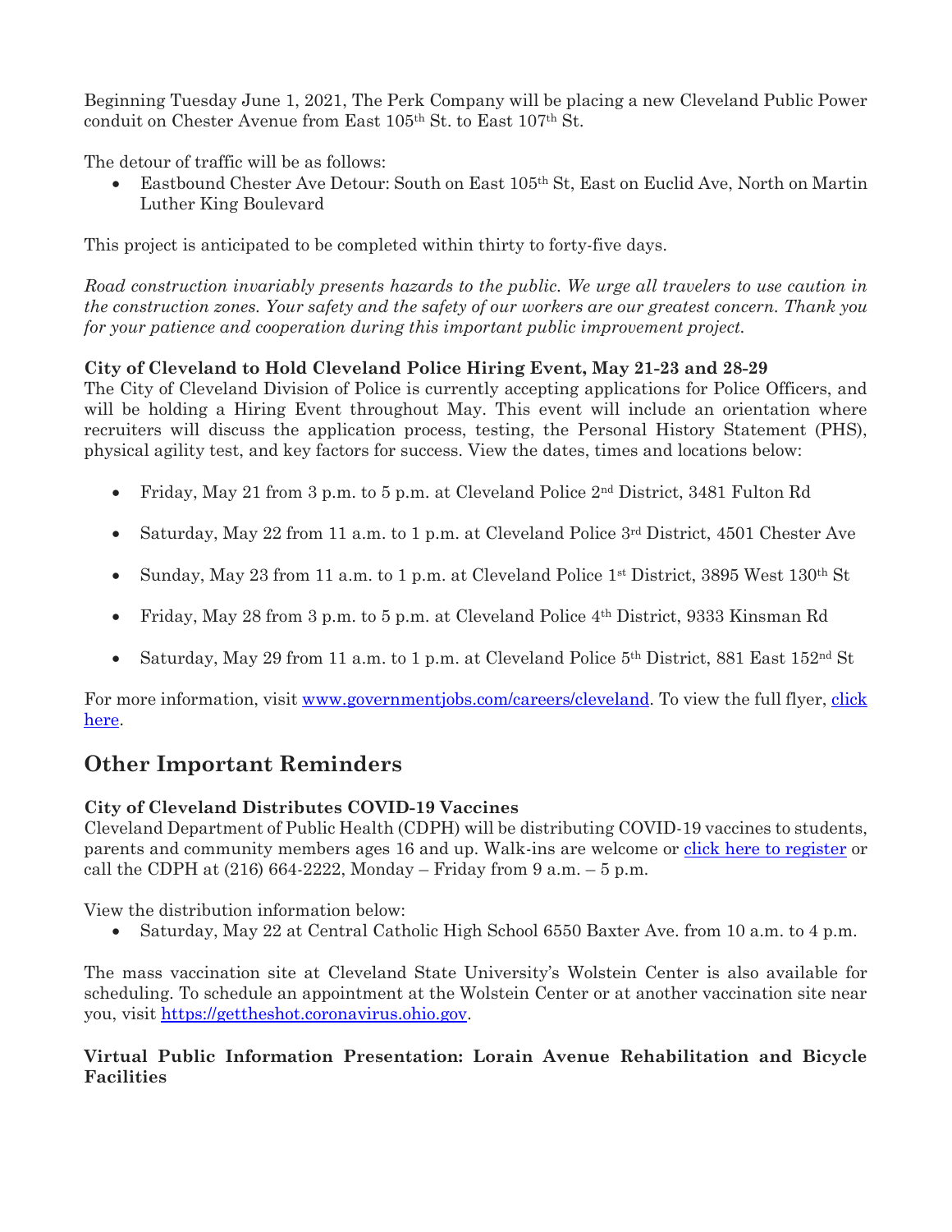Beginning Tuesday June 1, 2021, The Perk Company will be placing a new Cleveland Public Power conduit on Chester Avenue from East 105th St. to East 107th St.

The detour of traffic will be as follows:

- Eastbound Chester Ave Detour: South on East 105th St, East on Euclid Ave, North on Martin Luther King Boulevard

This project is anticipated to be completed within thirty to forty-five days.

*Road construction invariably presents hazards to the public. We urge all travelers to use caution in the construction zones. Your safety and the safety of our workers are our greatest concern. Thank you for your patience and cooperation during this important public improvement project.*

**City of Cleveland to Hold Cleveland Police Hiring Event, May 21-23 and 28-29**

The City of Cleveland Division of Police is currently accepting applications for Police Officers, and will be holding a Hiring Event throughout May. This event will include an orientation where recruiters will discuss the application process, testing, the Personal History Statement (PHS), physical agility test, and key factors for success. View the dates, times and locations below:

- Friday, May 21 from 3 p.m. to 5 p.m. at Cleveland Police 2nd District, 3481 Fulton Rd
- Saturday, May 22 from 11 a.m. to 1 p.m. at Cleveland Police 3rd District, 4501 Chester Ave
- Sunday, May 23 from 11 a.m. to 1 p.m. at Cleveland Police 1st District, 3895 West 130th St
- Friday, May 28 from 3 p.m. to 5 p.m. at Cleveland Police 4th District, 9333 Kinsman Rd
- Saturday, May 29 from 11 a.m. to 1 p.m. at Cleveland Police 5th District, 881 East 152nd St

For more information, visit www.governmentjobs.com/careers/cleveland. To view the full flyer, click here.

## Other Important Reminders

**City of Cleveland Distributes COVID-19 Vaccines**

Cleveland Department of Public Health (CDPH) will be distributing COVID-19 vaccines to students, parents and community members ages 16 and up. Walk-ins are welcome or click here to register or call the CDPH at (216) 664-2222, Monday – Friday from 9 a.m. – 5 p.m.

View the distribution information below:

- Saturday, May 22 at Central Catholic High School 6550 Baxter Ave. from 10 a.m. to 4 p.m.

The mass vaccination site at Cleveland State University's Wolstein Center is also available for scheduling. To schedule an appointment at the Wolstein Center or at another vaccination site near you, visit https://gettheshot.coronavirus.ohio.gov.

**Virtual Public Information Presentation: Lorain Avenue Rehabilitation and Bicycle Facilities**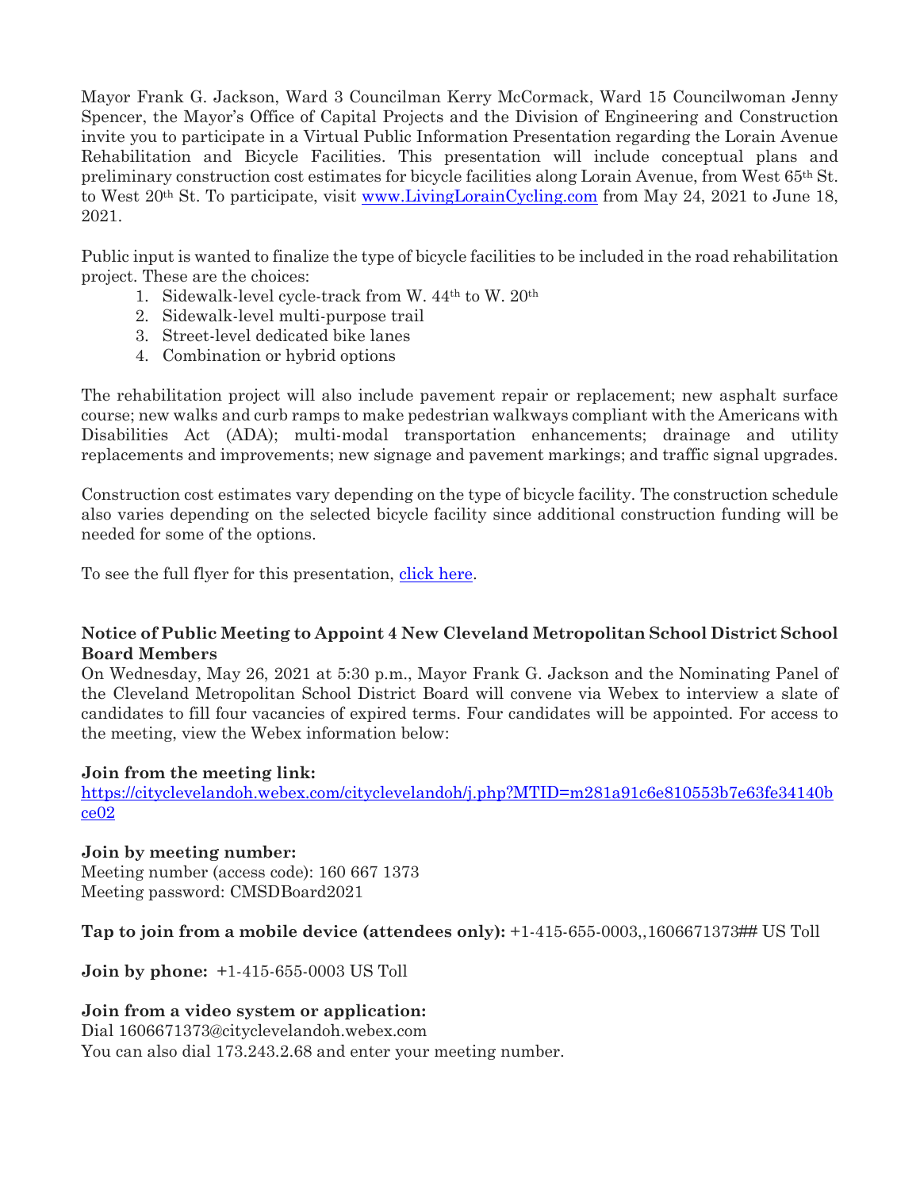Mayor Frank G. Jackson, Ward 3 Councilman Kerry McCormack, Ward 15 Councilwoman Jenny Spencer, the Mayor's Office of Capital Projects and the Division of Engineering and Construction invite you to participate in a Virtual Public Information Presentation regarding the Lorain Avenue Rehabilitation and Bicycle Facilities. This presentation will include conceptual plans and preliminary construction cost estimates for bicycle facilities along Lorain Avenue, from West 65th St. to West 20th St. To participate, visit [www.LivingLorainCycling.com](www.LivingLorainCycling.com) from May 24, 2021 to June 18, 2021.

Public input is wanted to finalize the type of bicycle facilities to be included in the road rehabilitation project. These are the choices:

1. Sidewalk-level cycle-track from W. 44th to W. 20th
2. Sidewalk-level multi-purpose trail
3. Street-level dedicated bike lanes
4. Combination or hybrid options

The rehabilitation project will also include pavement repair or replacement; new asphalt surface course; new walks and curb ramps to make pedestrian walkways compliant with the Americans with Disabilities Act (ADA); multi-modal transportation enhancements; drainage and utility replacements and improvements; new signage and pavement markings; and traffic signal upgrades.

Construction cost estimates vary depending on the type of bicycle facility. The construction schedule also varies depending on the selected bicycle facility since additional construction funding will be needed for some of the options.

To see the full flyer for this presentation, click here.

**Notice of Public Meeting to Appoint 4 New Cleveland Metropolitan School District School Board Members**

On Wednesday, May 26, 2021 at 5:30 p.m., Mayor Frank G. Jackson and the Nominating Panel of the Cleveland Metropolitan School District Board will convene via Webex to interview a slate of candidates to fill four vacancies of expired terms. Four candidates will be appointed. For access to the meeting, view the Webex information below:

**Join from the meeting link:**
[https://cityclevelandoh.webex.com/cityclevelandoh/j.php?MTID=m281a91c6e810553b7e63fe34140bce02](https://cityclevelandoh.webex.com/cityclevelandoh/j.php?MTID=m281a91c6e810553b7e63fe34140bce02)

**Join by meeting number:**
Meeting number (access code): 160 667 1373
Meeting password: CMSDBoard2021

**Tap to join from a mobile device (attendees only):** +1-415-655-0003,,1606671373## US Toll

**Join by phone:** +1-415-655-0003 US Toll

**Join from a video system or application:**
Dial 1606671373@cityclevelandoh.webex.com
You can also dial 173.243.2.68 and enter your meeting number.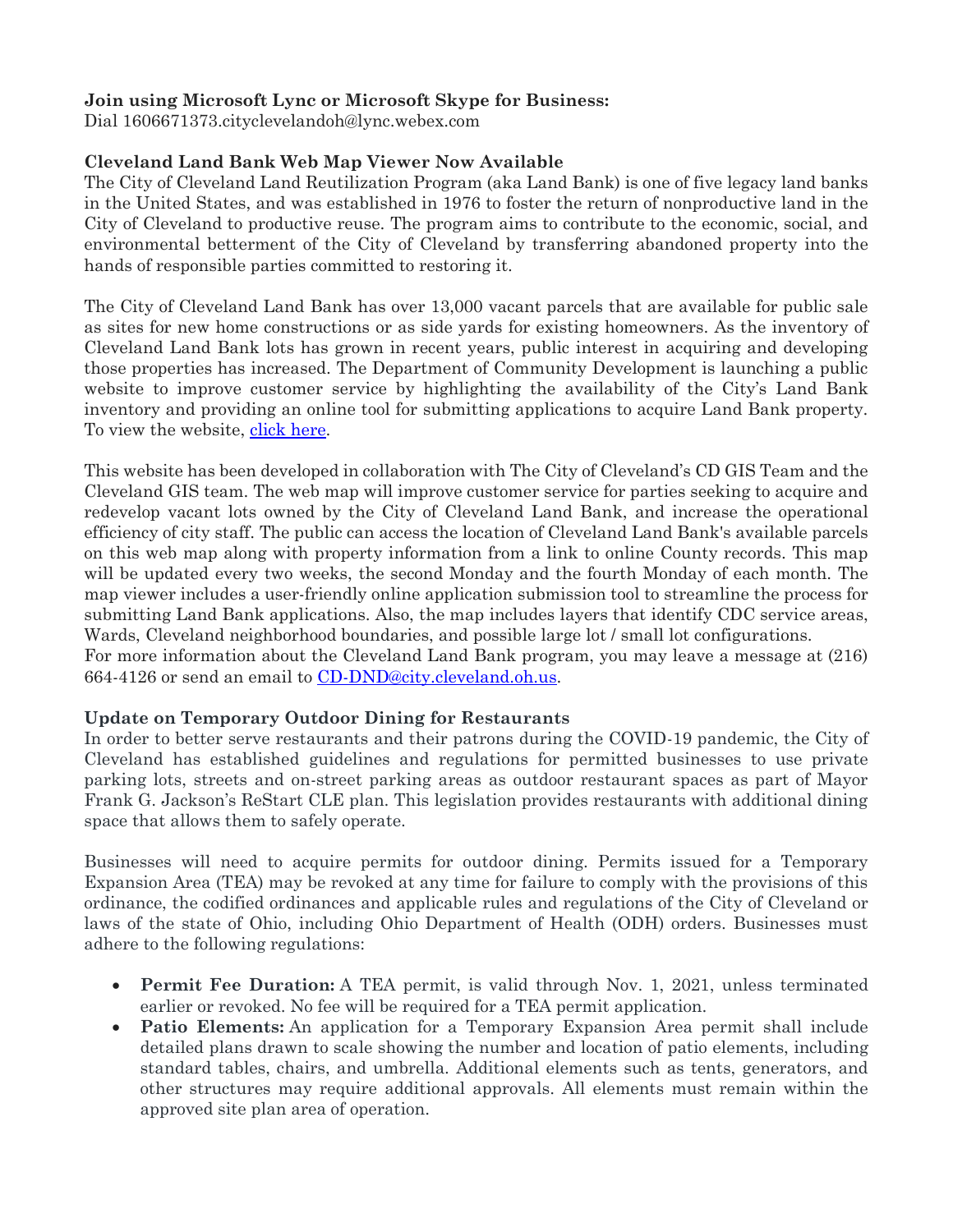**Join using Microsoft Lync or Microsoft Skype for Business:**
Dial 1606671373.cityclevelandoh@lync.webex.com

**Cleveland Land Bank Web Map Viewer Now Available**

The City of Cleveland Land Reutilization Program (aka Land Bank) is one of five legacy land banks in the United States, and was established in 1976 to foster the return of nonproductive land in the City of Cleveland to productive reuse. The program aims to contribute to the economic, social, and environmental betterment of the City of Cleveland by transferring abandoned property into the hands of responsible parties committed to restoring it.

The City of Cleveland Land Bank has over 13,000 vacant parcels that are available for public sale as sites for new home constructions or as side yards for existing homeowners. As the inventory of Cleveland Land Bank lots has grown in recent years, public interest in acquiring and developing those properties has increased. The Department of Community Development is launching a public website to improve customer service by highlighting the availability of the City's Land Bank inventory and providing an online tool for submitting applications to acquire Land Bank property. To view the website, click here.

This website has been developed in collaboration with The City of Cleveland's CD GIS Team and the Cleveland GIS team. The web map will improve customer service for parties seeking to acquire and redevelop vacant lots owned by the City of Cleveland Land Bank, and increase the operational efficiency of city staff. The public can access the location of Cleveland Land Bank's available parcels on this web map along with property information from a link to online County records. This map will be updated every two weeks, the second Monday and the fourth Monday of each month. The map viewer includes a user-friendly online application submission tool to streamline the process for submitting Land Bank applications. Also, the map includes layers that identify CDC service areas, Wards, Cleveland neighborhood boundaries, and possible large lot / small lot configurations.
For more information about the Cleveland Land Bank program, you may leave a message at (216) 664-4126 or send an email to CD-DND@city.cleveland.oh.us.

**Update on Temporary Outdoor Dining for Restaurants**

In order to better serve restaurants and their patrons during the COVID-19 pandemic, the City of Cleveland has established guidelines and regulations for permitted businesses to use private parking lots, streets and on-street parking areas as outdoor restaurant spaces as part of Mayor Frank G. Jackson's ReStart CLE plan. This legislation provides restaurants with additional dining space that allows them to safely operate.

Businesses will need to acquire permits for outdoor dining. Permits issued for a Temporary Expansion Area (TEA) may be revoked at any time for failure to comply with the provisions of this ordinance, the codified ordinances and applicable rules and regulations of the City of Cleveland or laws of the state of Ohio, including Ohio Department of Health (ODH) orders. Businesses must adhere to the following regulations:

- **Permit Fee Duration:** A TEA permit, is valid through Nov. 1, 2021, unless terminated earlier or revoked. No fee will be required for a TEA permit application.
- **Patio Elements:** An application for a Temporary Expansion Area permit shall include detailed plans drawn to scale showing the number and location of patio elements, including standard tables, chairs, and umbrella. Additional elements such as tents, generators, and other structures may require additional approvals. All elements must remain within the approved site plan area of operation.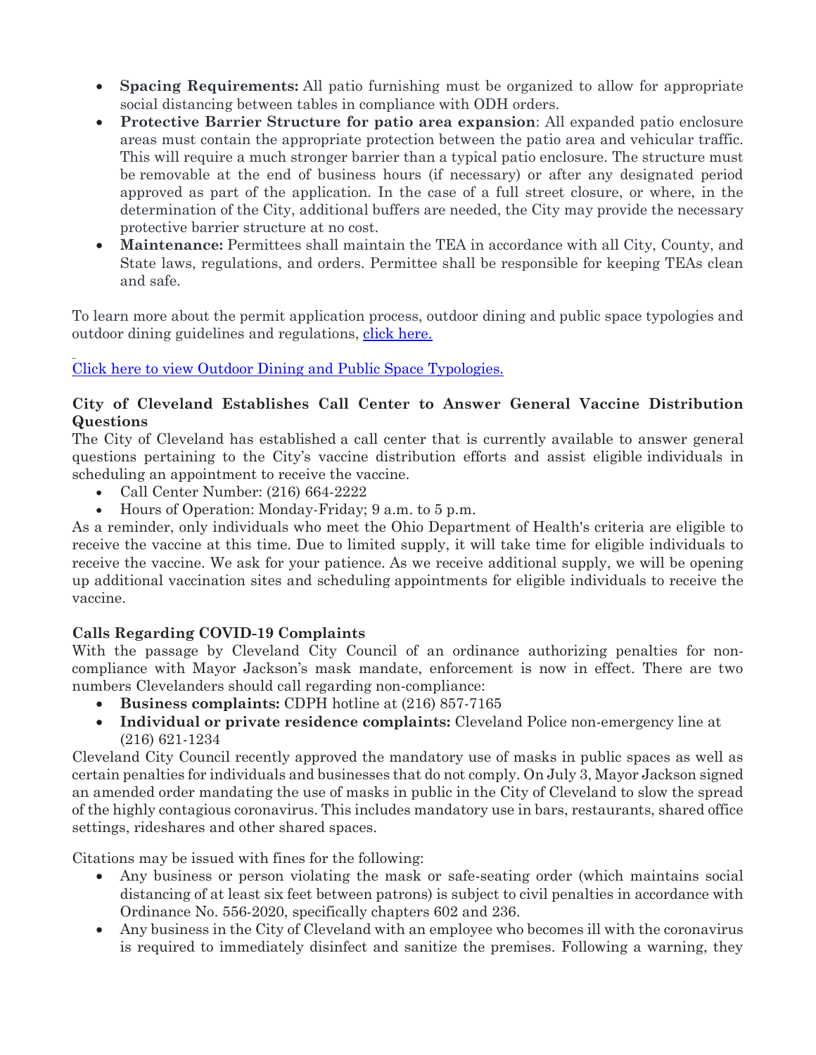- **Spacing Requirements:** All patio furnishing must be organized to allow for appropriate social distancing between tables in compliance with ODH orders.
- **Protective Barrier Structure for patio area expansion**: All expanded patio enclosure areas must contain the appropriate protection between the patio area and vehicular traffic. This will require a much stronger barrier than a typical patio enclosure. The structure must be removable at the end of business hours (if necessary) or after any designated period approved as part of the application. In the case of a full street closure, or where, in the determination of the City, additional buffers are needed, the City may provide the necessary protective barrier structure at no cost.
- **Maintenance:** Permittees shall maintain the TEA in accordance with all City, County, and State laws, regulations, and orders. Permittee shall be responsible for keeping TEAs clean and safe.

To learn more about the permit application process, outdoor dining and public space typologies and outdoor dining guidelines and regulations, click here.

Click here to view Outdoor Dining and Public Space Typologies.

**City of Cleveland Establishes Call Center to Answer General Vaccine Distribution Questions**

The City of Cleveland has established a call center that is currently available to answer general questions pertaining to the City's vaccine distribution efforts and assist eligible individuals in scheduling an appointment to receive the vaccine.

- Call Center Number: (216) 664-2222
- Hours of Operation: Monday-Friday; 9 a.m. to 5 p.m.

As a reminder, only individuals who meet the Ohio Department of Health's criteria are eligible to receive the vaccine at this time. Due to limited supply, it will take time for eligible individuals to receive the vaccine. We ask for your patience. As we receive additional supply, we will be opening up additional vaccination sites and scheduling appointments for eligible individuals to receive the vaccine.

**Calls Regarding COVID-19 Complaints**

With the passage by Cleveland City Council of an ordinance authorizing penalties for non-compliance with Mayor Jackson's mask mandate, enforcement is now in effect. There are two numbers Clevelanders should call regarding non-compliance:

- **Business complaints:** CDPH hotline at (216) 857-7165
- **Individual or private residence complaints:** Cleveland Police non-emergency line at (216) 621-1234

Cleveland City Council recently approved the mandatory use of masks in public spaces as well as certain penalties for individuals and businesses that do not comply. On July 3, Mayor Jackson signed an amended order mandating the use of masks in public in the City of Cleveland to slow the spread of the highly contagious coronavirus. This includes mandatory use in bars, restaurants, shared office settings, rideshares and other shared spaces.

Citations may be issued with fines for the following:

- Any business or person violating the mask or safe-seating order (which maintains social distancing of at least six feet between patrons) is subject to civil penalties in accordance with Ordinance No. 556-2020, specifically chapters 602 and 236.
- Any business in the City of Cleveland with an employee who becomes ill with the coronavirus is required to immediately disinfect and sanitize the premises. Following a warning, they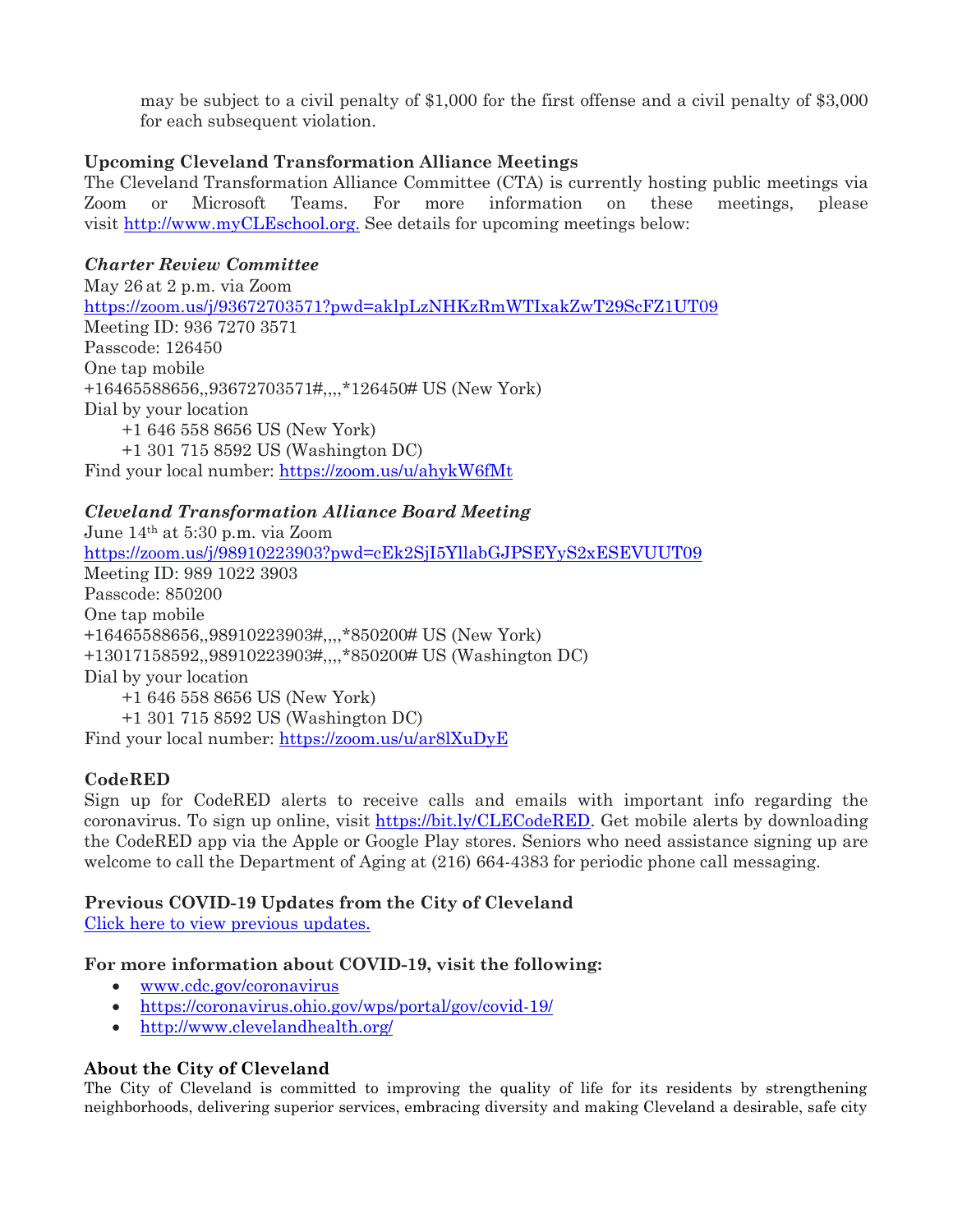may be subject to a civil penalty of $1,000 for the first offense and a civil penalty of $3,000 for each subsequent violation.

**Upcoming Cleveland Transformation Alliance Meetings**
The Cleveland Transformation Alliance Committee (CTA) is currently hosting public meetings via Zoom or Microsoft Teams. For more information on these meetings, please visit http://www.myCLEschool.org. See details for upcoming meetings below:

***Charter Review Committee***
May 26 at 2 p.m. via Zoom
https://zoom.us/j/93672703571?pwd=aklpLzNHKzRmWTIxakZwT29ScFZ1UT09
Meeting ID: 936 7270 3571
Passcode: 126450
One tap mobile
+16465588656,,93672703571#,,,,*126450# US (New York)
Dial by your location
+1 646 558 8656 US (New York)
+1 301 715 8592 US (Washington DC)
Find your local number: https://zoom.us/u/ahykW6fMt

***Cleveland Transformation Alliance Board Meeting***
June 14th at 5:30 p.m. via Zoom
https://zoom.us/j/98910223903?pwd=cEk2SjI5YllabGJPSEYyS2xESEVUUT09
Meeting ID: 989 1022 3903
Passcode: 850200
One tap mobile
+16465588656,,98910223903#,,,,*850200# US (New York)
+13017158592,,98910223903#,,,,*850200# US (Washington DC)
Dial by your location
+1 646 558 8656 US (New York)
+1 301 715 8592 US (Washington DC)
Find your local number: https://zoom.us/u/ar8lXuDyE

**CodeRED**
Sign up for CodeRED alerts to receive calls and emails with important info regarding the coronavirus. To sign up online, visit https://bit.ly/CLECodeRED. Get mobile alerts by downloading the CodeRED app via the Apple or Google Play stores. Seniors who need assistance signing up are welcome to call the Department of Aging at (216) 664-4383 for periodic phone call messaging.

**Previous COVID-19 Updates from the City of Cleveland**
Click here to view previous updates.

**For more information about COVID-19, visit the following:**

- www.cdc.gov/coronavirus
- https://coronavirus.ohio.gov/wps/portal/gov/covid-19/
- http://www.clevelandhealth.org/

**About the City of Cleveland**
The City of Cleveland is committed to improving the quality of life for its residents by strengthening neighborhoods, delivering superior services, embracing diversity and making Cleveland a desirable, safe city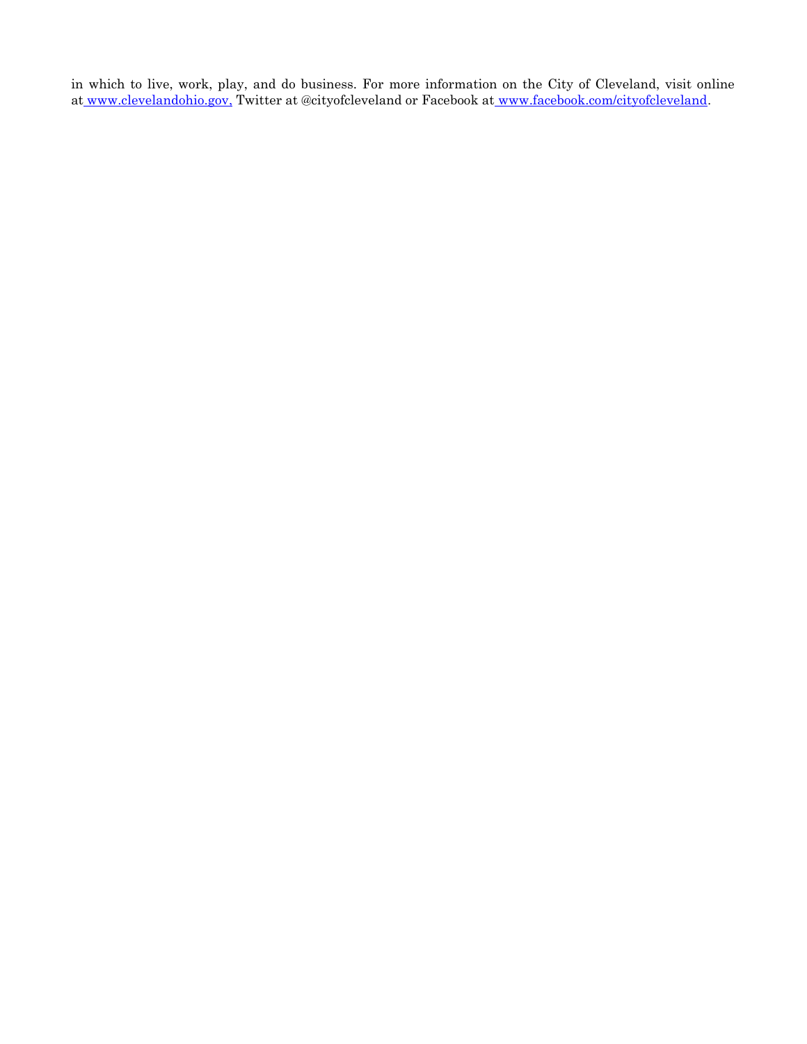in which to live, work, play, and do business. For more information on the City of Cleveland, visit online at www.clevelandohio.gov, Twitter at @cityofcleveland or Facebook at www.facebook.com/cityofcleveland.